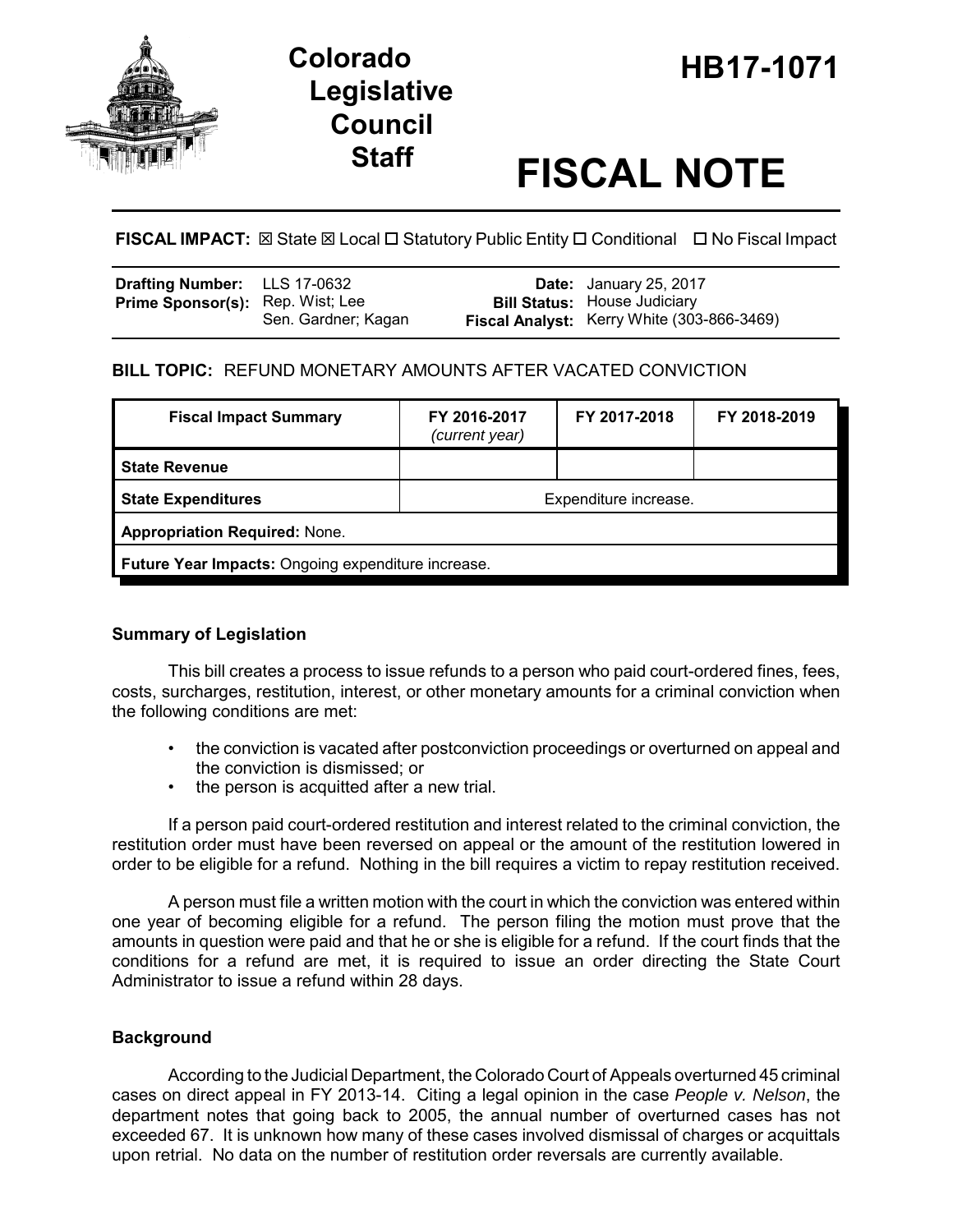# Colorado Legislative Council Staff

# HB17-1071

# FISCAL NOTE

**FISCAL IMPACT:** ☒ State ☒ Local ☐ Statutory Public Entity ☐ Conditional ☐ No Fiscal Impact

| | | | |
|---|---|---|---|
| **Drafting Number:** | LLS 17-0632 | **Date:** | January 25, 2017 |
| **Prime Sponsor(s):** | Rep. Wist; Lee<br>Sen. Gardner; Kagan | **Bill Status:** | House Judiciary |
| | | **Fiscal Analyst:** | Kerry White (303-866-3469) |

**BILL TOPIC:** REFUND MONETARY AMOUNTS AFTER VACATED CONVICTION

| Fiscal Impact Summary | FY 2016-2017 *(current year)* | FY 2017-2018 | FY 2018-2019 |
|---|---|---|---|
| **State Revenue** | | | |
| **State Expenditures** | Expenditure increase. | | |
| **Appropriation Required:** None. | | | |
| **Future Year Impacts:** Ongoing expenditure increase. | | | |

### Summary of Legislation

This bill creates a process to issue refunds to a person who paid court-ordered fines, fees, costs, surcharges, restitution, interest, or other monetary amounts for a criminal conviction when the following conditions are met:

- the conviction is vacated after postconviction proceedings or overturned on appeal and the conviction is dismissed; or
- the person is acquitted after a new trial.

If a person paid court-ordered restitution and interest related to the criminal conviction, the restitution order must have been reversed on appeal or the amount of the restitution lowered in order to be eligible for a refund. Nothing in the bill requires a victim to repay restitution received.

A person must file a written motion with the court in which the conviction was entered within one year of becoming eligible for a refund. The person filing the motion must prove that the amounts in question were paid and that he or she is eligible for a refund. If the court finds that the conditions for a refund are met, it is required to issue an order directing the State Court Administrator to issue a refund within 28 days.

### Background

According to the Judicial Department, the Colorado Court of Appeals overturned 45 criminal cases on direct appeal in FY 2013-14. Citing a legal opinion in the case *People v. Nelson*, the department notes that going back to 2005, the annual number of overturned cases has not exceeded 67. It is unknown how many of these cases involved dismissal of charges or acquittals upon retrial. No data on the number of restitution order reversals are currently available.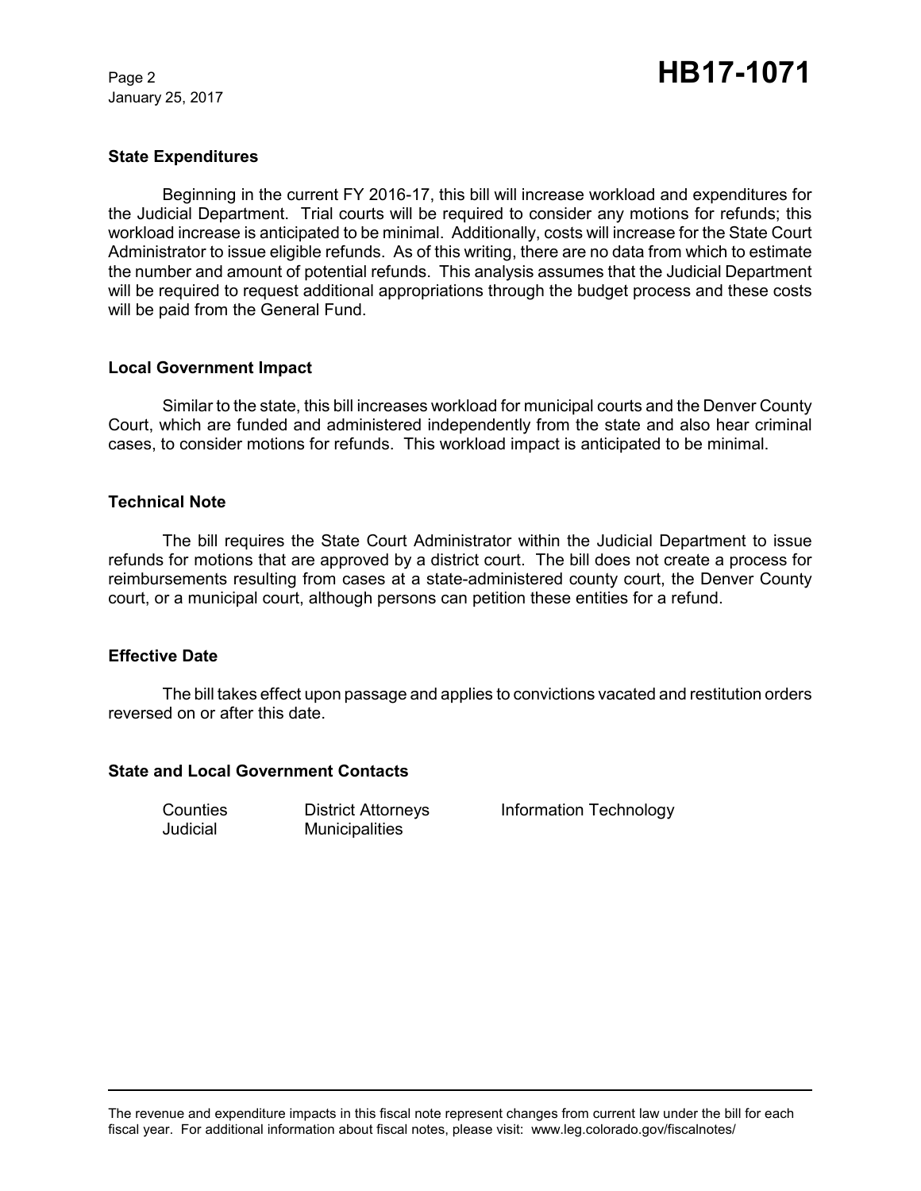## State Expenditures

Beginning in the current FY 2016-17, this bill will increase workload and expenditures for the Judicial Department. Trial courts will be required to consider any motions for refunds; this workload increase is anticipated to be minimal. Additionally, costs will increase for the State Court Administrator to issue eligible refunds. As of this writing, there are no data from which to estimate the number and amount of potential refunds. This analysis assumes that the Judicial Department will be required to request additional appropriations through the budget process and these costs will be paid from the General Fund.

## Local Government Impact

Similar to the state, this bill increases workload for municipal courts and the Denver County Court, which are funded and administered independently from the state and also hear criminal cases, to consider motions for refunds. This workload impact is anticipated to be minimal.

## Technical Note

The bill requires the State Court Administrator within the Judicial Department to issue refunds for motions that are approved by a district court. The bill does not create a process for reimbursements resulting from cases at a state-administered county court, the Denver County court, or a municipal court, although persons can petition these entities for a refund.

## Effective Date

The bill takes effect upon passage and applies to convictions vacated and restitution orders reversed on or after this date.

## State and Local Government Contacts

| | | |
|---|---|---|
| Counties | District Attorneys | Information Technology |
| Judicial | Municipalities | |

The revenue and expenditure impacts in this fiscal note represent changes from current law under the bill for each fiscal year. For additional information about fiscal notes, please visit: www.leg.colorado.gov/fiscalnotes/